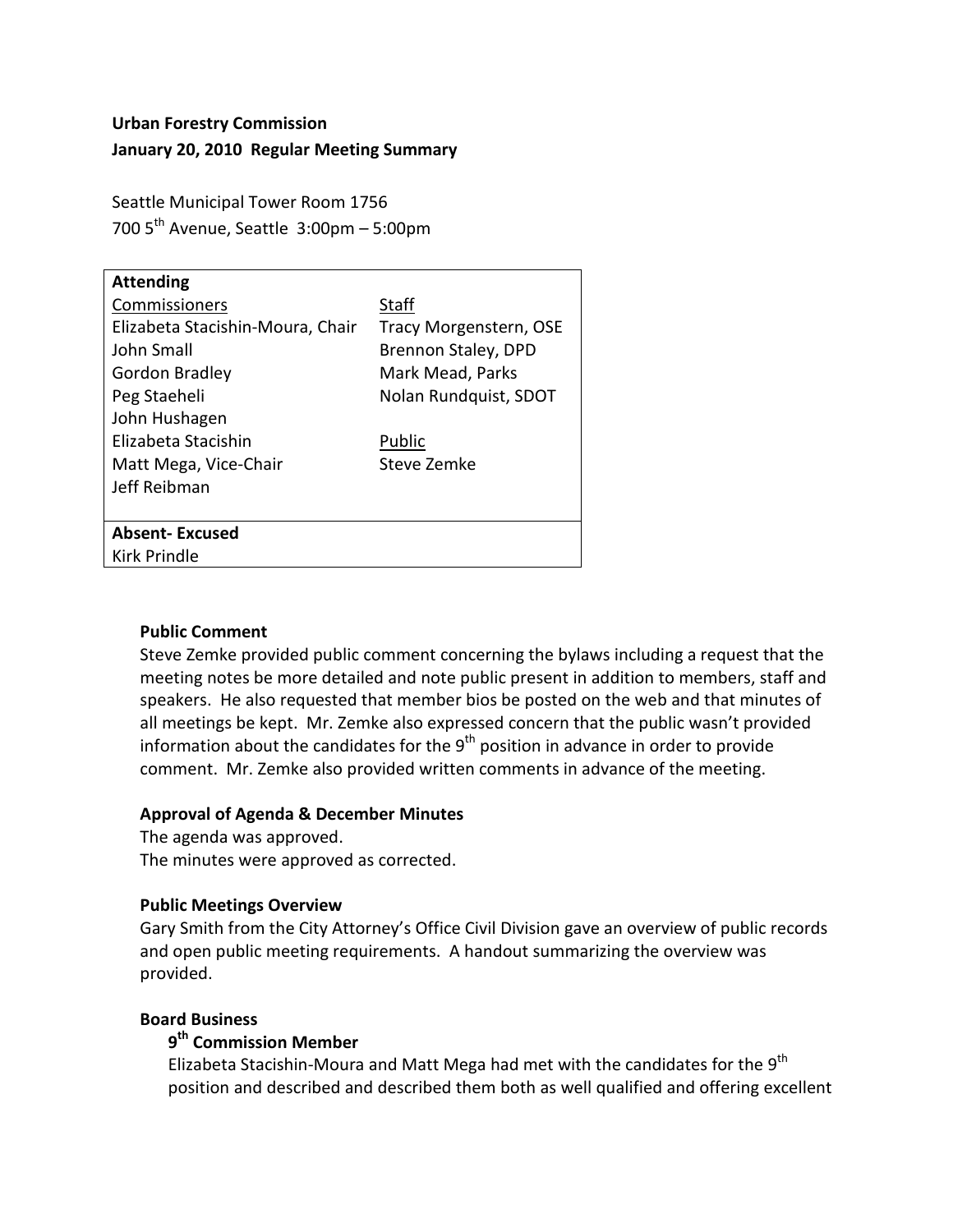**Urban Forestry Commission**

**January 20, 2010 Regular Meeting Summary**

Seattle Municipal Tower Room 1756
700 5th Avenue, Seattle 3:00pm – 5:00pm

| **Attending** | |
|---|---|
| Commissioners | Staff |
| Elizabeta Stacishin-Moura, Chair | Tracy Morgenstern, OSE |
| John Small | Brennon Staley, DPD |
| Gordon Bradley | Mark Mead, Parks |
| Peg Staeheli | Nolan Rundquist, SDOT |
| John Hushagen | |
| Elizabeta Stacishin | Public |
| Matt Mega, Vice-Chair | Steve Zemke |
| Jeff Reibman | |
| **Absent- Excused** | |
| Kirk Prindle | |

**Public Comment**

Steve Zemke provided public comment concerning the bylaws including a request that the meeting notes be more detailed and note public present in addition to members, staff and speakers. He also requested that member bios be posted on the web and that minutes of all meetings be kept. Mr. Zemke also expressed concern that the public wasn't provided information about the candidates for the 9th position in advance in order to provide comment. Mr. Zemke also provided written comments in advance of the meeting.

**Approval of Agenda & December Minutes**

The agenda was approved.
The minutes were approved as corrected.

**Public Meetings Overview**

Gary Smith from the City Attorney's Office Civil Division gave an overview of public records and open public meeting requirements. A handout summarizing the overview was provided.

**Board Business**

**9th Commission Member**

Elizabeta Stacishin-Moura and Matt Mega had met with the candidates for the 9th position and described and described them both as well qualified and offering excellent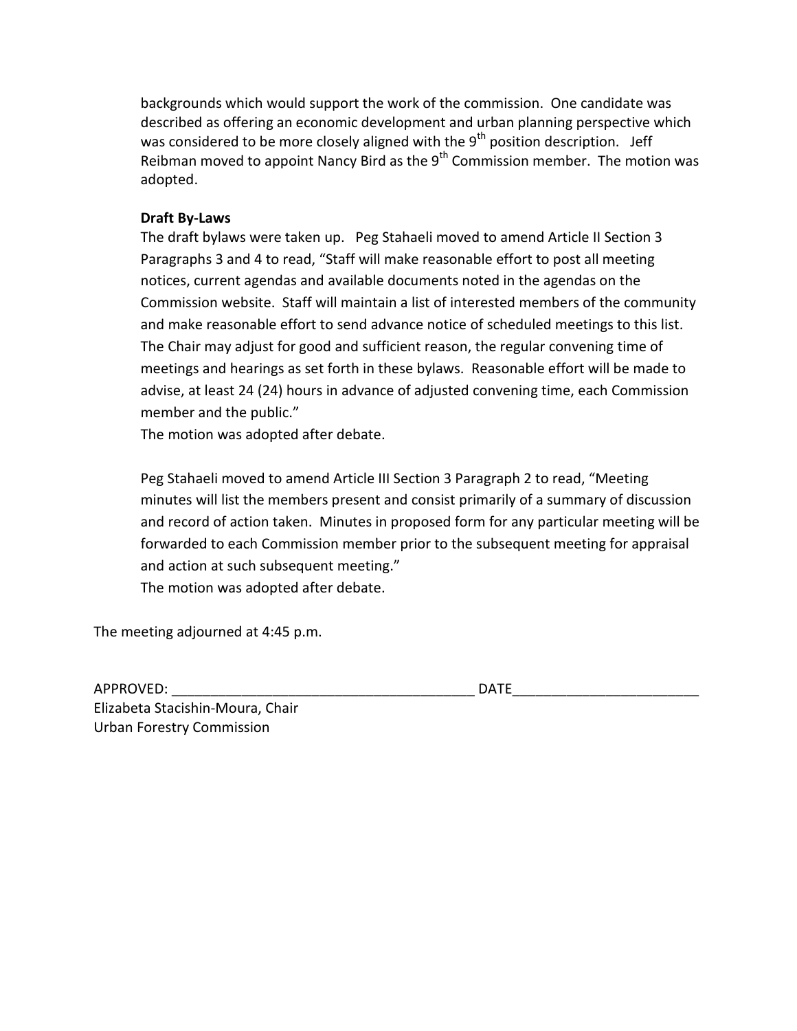backgrounds which would support the work of the commission. One candidate was described as offering an economic development and urban planning perspective which was considered to be more closely aligned with the 9th position description. Jeff Reibman moved to appoint Nancy Bird as the 9th Commission member. The motion was adopted.

**Draft By-Laws**

The draft bylaws were taken up. Peg Stahaeli moved to amend Article II Section 3 Paragraphs 3 and 4 to read, "Staff will make reasonable effort to post all meeting notices, current agendas and available documents noted in the agendas on the Commission website. Staff will maintain a list of interested members of the community and make reasonable effort to send advance notice of scheduled meetings to this list. The Chair may adjust for good and sufficient reason, the regular convening time of meetings and hearings as set forth in these bylaws. Reasonable effort will be made to advise, at least 24 (24) hours in advance of adjusted convening time, each Commission member and the public."

The motion was adopted after debate.

Peg Stahaeli moved to amend Article III Section 3 Paragraph 2 to read, "Meeting minutes will list the members present and consist primarily of a summary of discussion and record of action taken. Minutes in proposed form for any particular meeting will be forwarded to each Commission member prior to the subsequent meeting for appraisal and action at such subsequent meeting."

The motion was adopted after debate.

The meeting adjourned at 4:45 p.m.

APPROVED: ________________________________________ DATE________________________

Elizabeta Stacishin-Moura, Chair

Urban Forestry Commission